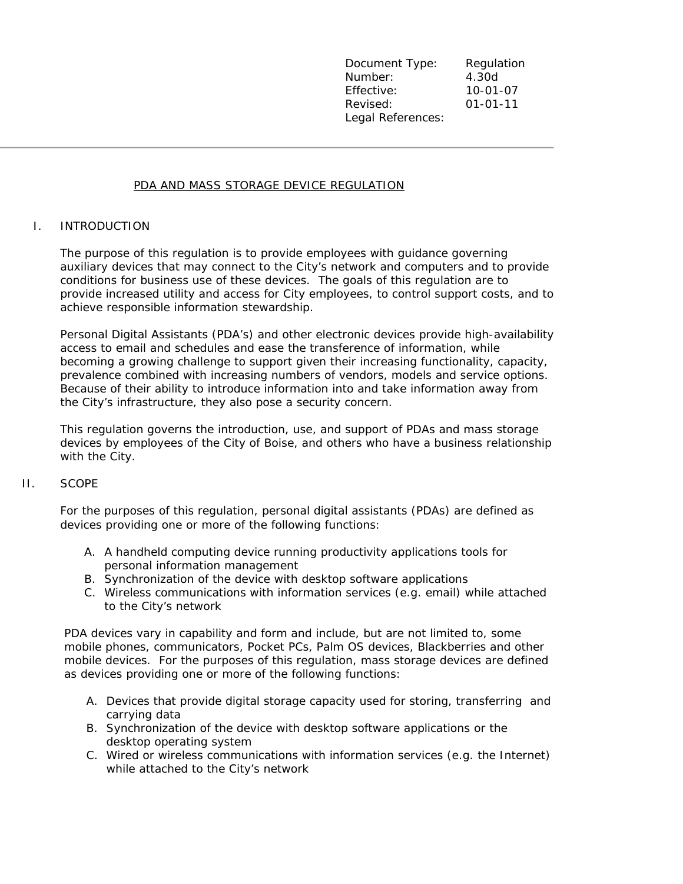| Document Type: | Regulation |
|---|---|
| Number: | 4.30d |
| Effective: | 10-01-07 |
| Revised: | 01-01-11 |
| Legal References: | |

---

# PDA AND MASS STORAGE DEVICE REGULATION

## I. INTRODUCTION

The purpose of this regulation is to provide employees with guidance governing auxiliary devices that may connect to the City's network and computers and to provide conditions for business use of these devices. The goals of this regulation are to provide increased utility and access for City employees, to control support costs, and to achieve responsible information stewardship.

Personal Digital Assistants (PDA's) and other electronic devices provide high-availability access to email and schedules and ease the transference of information, while becoming a growing challenge to support given their increasing functionality, capacity, prevalence combined with increasing numbers of vendors, models and service options. Because of their ability to introduce information into and take information away from the City's infrastructure, they also pose a security concern.

This regulation governs the introduction, use, and support of PDAs and mass storage devices by employees of the City of Boise, and others who have a business relationship with the City.

## II. SCOPE

For the purposes of this regulation, personal digital assistants (PDAs) are defined as devices providing one or more of the following functions:

A. A handheld computing device running productivity applications tools for personal information management
B. Synchronization of the device with desktop software applications
C. Wireless communications with information services (e.g. email) while attached to the City's network

PDA devices vary in capability and form and include, but are not limited to, some mobile phones, communicators, Pocket PCs, Palm OS devices, Blackberries and other mobile devices. For the purposes of this regulation, mass storage devices are defined as devices providing one or more of the following functions:

A. Devices that provide digital storage capacity used for storing, transferring and carrying data
B. Synchronization of the device with desktop software applications or the desktop operating system
C. Wired or wireless communications with information services (e.g. the Internet) while attached to the City's network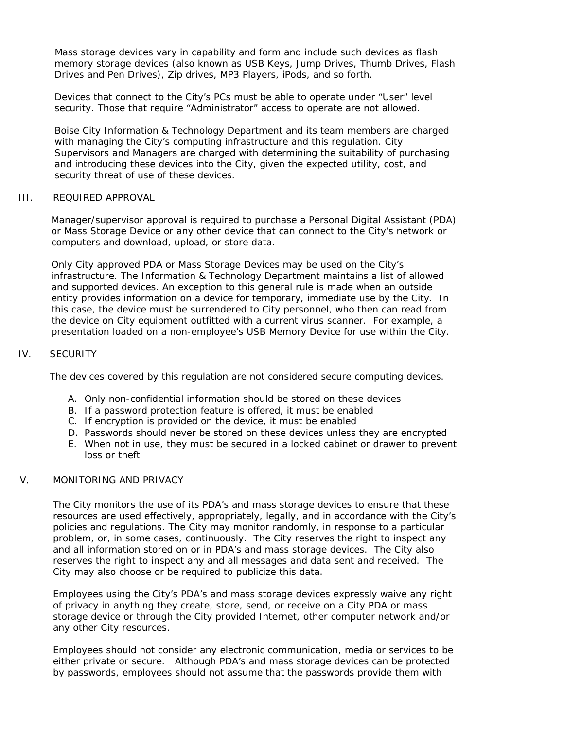Mass storage devices vary in capability and form and include such devices as flash memory storage devices (also known as USB Keys, Jump Drives, Thumb Drives, Flash Drives and Pen Drives), Zip drives, MP3 Players, iPods, and so forth.

Devices that connect to the City's PCs must be able to operate under "User" level security. Those that require "Administrator" access to operate are not allowed.

Boise City Information & Technology Department and its team members are charged with managing the City's computing infrastructure and this regulation. City Supervisors and Managers are charged with determining the suitability of purchasing and introducing these devices into the City, given the expected utility, cost, and security threat of use of these devices.

## III. REQUIRED APPROVAL

Manager/supervisor approval is required to purchase a Personal Digital Assistant (PDA) or Mass Storage Device or any other device that can connect to the City's network or computers and download, upload, or store data.

Only City approved PDA or Mass Storage Devices may be used on the City's infrastructure. The Information & Technology Department maintains a list of allowed and supported devices. An exception to this general rule is made when an outside entity provides information on a device for temporary, immediate use by the City. In this case, the device must be surrendered to City personnel, who then can read from the device on City equipment outfitted with a current virus scanner. For example, a presentation loaded on a non-employee's USB Memory Device for use within the City.

## IV. SECURITY

The devices covered by this regulation are not considered secure computing devices.

A. Only non-confidential information should be stored on these devices
B. If a password protection feature is offered, it must be enabled
C. If encryption is provided on the device, it must be enabled
D. Passwords should never be stored on these devices unless they are encrypted
E. When not in use, they must be secured in a locked cabinet or drawer to prevent loss or theft

## V. MONITORING AND PRIVACY

The City monitors the use of its PDA's and mass storage devices to ensure that these resources are used effectively, appropriately, legally, and in accordance with the City's policies and regulations. The City may monitor randomly, in response to a particular problem, or, in some cases, continuously. The City reserves the right to inspect any and all information stored on or in PDA's and mass storage devices. The City also reserves the right to inspect any and all messages and data sent and received. The City may also choose or be required to publicize this data.

Employees using the City's PDA's and mass storage devices expressly waive any right of privacy in anything they create, store, send, or receive on a City PDA or mass storage device or through the City provided Internet, other computer network and/or any other City resources.

Employees should not consider any electronic communication, media or services to be either private or secure. Although PDA's and mass storage devices can be protected by passwords, employees should not assume that the passwords provide them with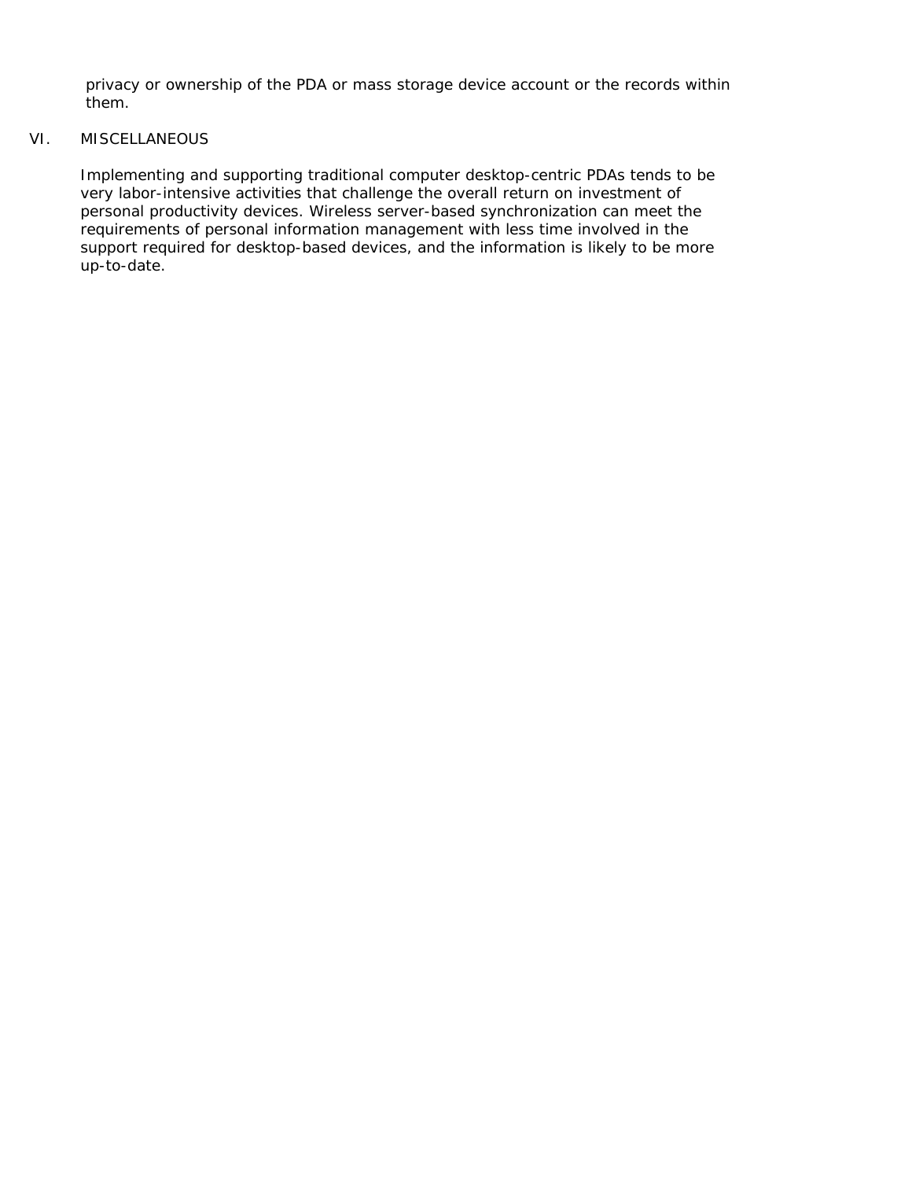privacy or ownership of the PDA or mass storage device account or the records within them.

## VI. MISCELLANEOUS

Implementing and supporting traditional computer desktop-centric PDAs tends to be very labor-intensive activities that challenge the overall return on investment of personal productivity devices. Wireless server-based synchronization can meet the requirements of personal information management with less time involved in the support required for desktop-based devices, and the information is likely to be more up-to-date.